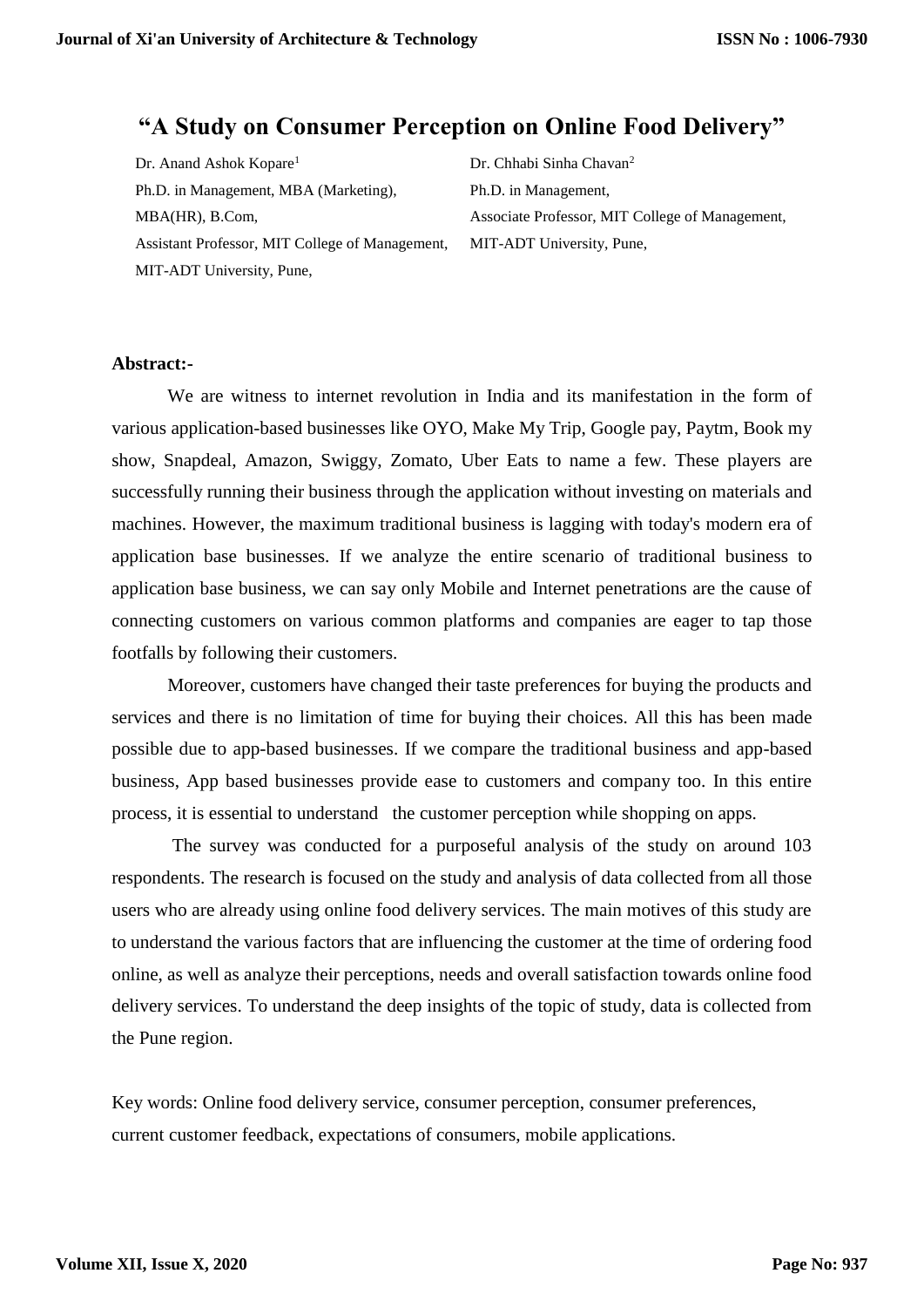# "A Study on Consumer Perception on Online Food Delivery"

Dr. Anand Ashok Kopare[1]
Ph.D. in Management, MBA (Marketing), MBA(HR), B.Com,
Assistant Professor, MIT College of Management, MIT-ADT University, Pune,

Dr. Chhabi Sinha Chavan[2]
Ph.D. in Management,
Associate Professor, MIT College of Management, MIT-ADT University, Pune,

**Abstract:-**

We are witness to internet revolution in India and its manifestation in the form of various application-based businesses like OYO, Make My Trip, Google pay, Paytm, Book my show, Snapdeal, Amazon, Swiggy, Zomato, Uber Eats to name a few. These players are successfully running their business through the application without investing on materials and machines. However, the maximum traditional business is lagging with today's modern era of application base businesses. If we analyze the entire scenario of traditional business to application base business, we can say only Mobile and Internet penetrations are the cause of connecting customers on various common platforms and companies are eager to tap those footfalls by following their customers.

Moreover, customers have changed their taste preferences for buying the products and services and there is no limitation of time for buying their choices. All this has been made possible due to app-based businesses. If we compare the traditional business and app-based business, App based businesses provide ease to customers and company too. In this entire process, it is essential to understand the customer perception while shopping on apps.

The survey was conducted for a purposeful analysis of the study on around 103 respondents. The research is focused on the study and analysis of data collected from all those users who are already using online food delivery services. The main motives of this study are to understand the various factors that are influencing the customer at the time of ordering food online, as well as analyze their perceptions, needs and overall satisfaction towards online food delivery services. To understand the deep insights of the topic of study, data is collected from the Pune region.

Key words: Online food delivery service, consumer perception, consumer preferences, current customer feedback, expectations of consumers, mobile applications.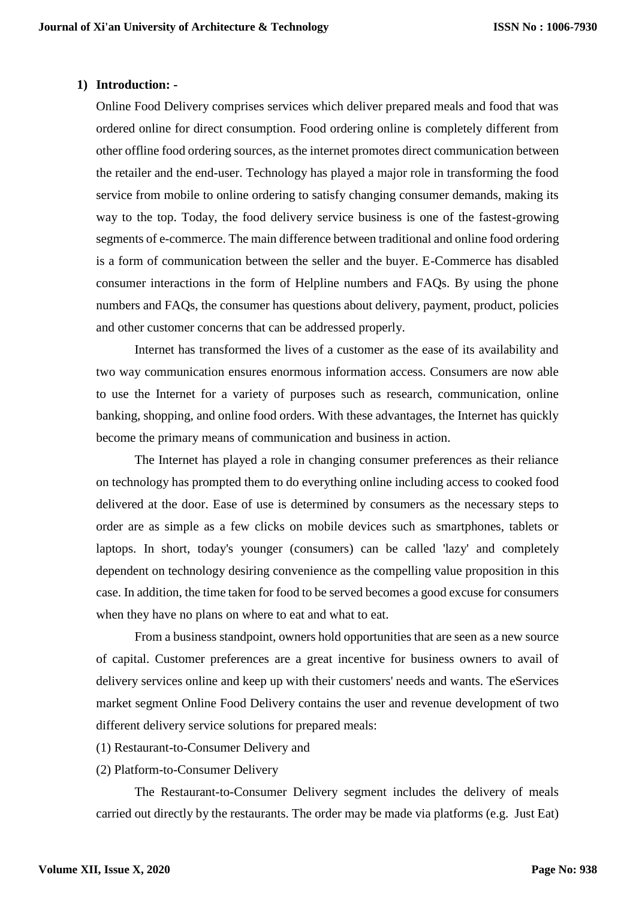## 1) Introduction: -

Online Food Delivery comprises services which deliver prepared meals and food that was ordered online for direct consumption. Food ordering online is completely different from other offline food ordering sources, as the internet promotes direct communication between the retailer and the end-user. Technology has played a major role in transforming the food service from mobile to online ordering to satisfy changing consumer demands, making its way to the top. Today, the food delivery service business is one of the fastest-growing segments of e-commerce. The main difference between traditional and online food ordering is a form of communication between the seller and the buyer. E-Commerce has disabled consumer interactions in the form of Helpline numbers and FAQs. By using the phone numbers and FAQs, the consumer has questions about delivery, payment, product, policies and other customer concerns that can be addressed properly.

Internet has transformed the lives of a customer as the ease of its availability and two way communication ensures enormous information access. Consumers are now able to use the Internet for a variety of purposes such as research, communication, online banking, shopping, and online food orders. With these advantages, the Internet has quickly become the primary means of communication and business in action.

The Internet has played a role in changing consumer preferences as their reliance on technology has prompted them to do everything online including access to cooked food delivered at the door. Ease of use is determined by consumers as the necessary steps to order are as simple as a few clicks on mobile devices such as smartphones, tablets or laptops. In short, today's younger (consumers) can be called 'lazy' and completely dependent on technology desiring convenience as the compelling value proposition in this case. In addition, the time taken for food to be served becomes a good excuse for consumers when they have no plans on where to eat and what to eat.

From a business standpoint, owners hold opportunities that are seen as a new source of capital. Customer preferences are a great incentive for business owners to avail of delivery services online and keep up with their customers' needs and wants. The eServices market segment Online Food Delivery contains the user and revenue development of two different delivery service solutions for prepared meals:

(1) Restaurant-to-Consumer Delivery and

(2) Platform-to-Consumer Delivery

The Restaurant-to-Consumer Delivery segment includes the delivery of meals carried out directly by the restaurants. The order may be made via platforms (e.g. Just Eat)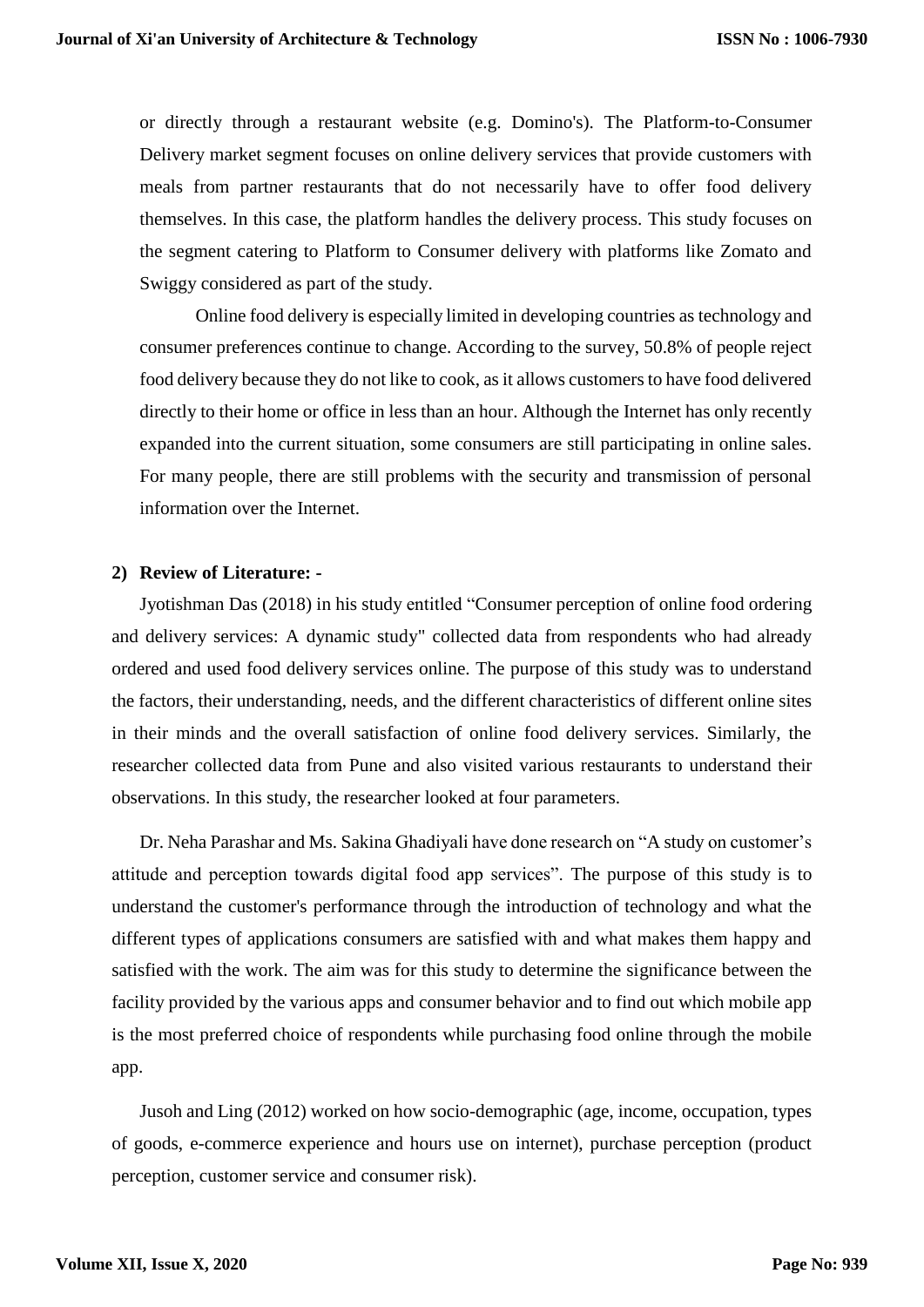or directly through a restaurant website (e.g. Domino's). The Platform-to-Consumer Delivery market segment focuses on online delivery services that provide customers with meals from partner restaurants that do not necessarily have to offer food delivery themselves. In this case, the platform handles the delivery process. This study focuses on the segment catering to Platform to Consumer delivery with platforms like Zomato and Swiggy considered as part of the study.

Online food delivery is especially limited in developing countries as technology and consumer preferences continue to change. According to the survey, 50.8% of people reject food delivery because they do not like to cook, as it allows customers to have food delivered directly to their home or office in less than an hour. Although the Internet has only recently expanded into the current situation, some consumers are still participating in online sales. For many people, there are still problems with the security and transmission of personal information over the Internet.

## 2) Review of Literature: -

Jyotishman Das (2018) in his study entitled "Consumer perception of online food ordering and delivery services: A dynamic study" collected data from respondents who had already ordered and used food delivery services online. The purpose of this study was to understand the factors, their understanding, needs, and the different characteristics of different online sites in their minds and the overall satisfaction of online food delivery services. Similarly, the researcher collected data from Pune and also visited various restaurants to understand their observations. In this study, the researcher looked at four parameters.

Dr. Neha Parashar and Ms. Sakina Ghadiyali have done research on "A study on customer's attitude and perception towards digital food app services". The purpose of this study is to understand the customer's performance through the introduction of technology and what the different types of applications consumers are satisfied with and what makes them happy and satisfied with the work. The aim was for this study to determine the significance between the facility provided by the various apps and consumer behavior and to find out which mobile app is the most preferred choice of respondents while purchasing food online through the mobile app.

Jusoh and Ling (2012) worked on how socio-demographic (age, income, occupation, types of goods, e-commerce experience and hours use on internet), purchase perception (product perception, customer service and consumer risk).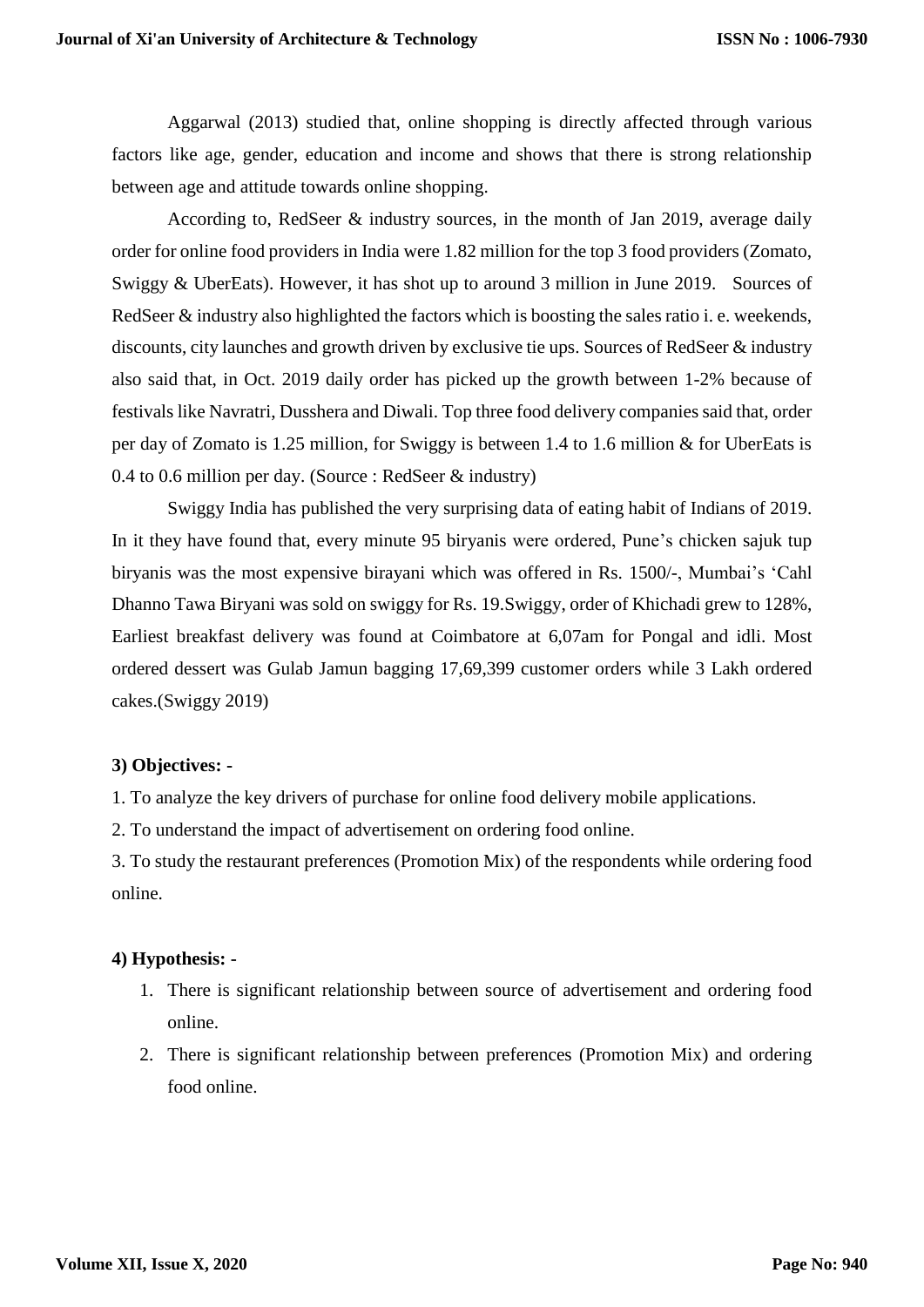Aggarwal (2013) studied that, online shopping is directly affected through various factors like age, gender, education and income and shows that there is strong relationship between age and attitude towards online shopping.

According to, RedSeer & industry sources, in the month of Jan 2019, average daily order for online food providers in India were 1.82 million for the top 3 food providers (Zomato, Swiggy & UberEats). However, it has shot up to around 3 million in June 2019. Sources of RedSeer & industry also highlighted the factors which is boosting the sales ratio i. e. weekends, discounts, city launches and growth driven by exclusive tie ups. Sources of RedSeer & industry also said that, in Oct. 2019 daily order has picked up the growth between 1-2% because of festivals like Navratri, Dusshera and Diwali. Top three food delivery companies said that, order per day of Zomato is 1.25 million, for Swiggy is between 1.4 to 1.6 million & for UberEats is 0.4 to 0.6 million per day. (Source : RedSeer & industry)

Swiggy India has published the very surprising data of eating habit of Indians of 2019. In it they have found that, every minute 95 biryanis were ordered, Pune's chicken sajuk tup biryanis was the most expensive birayani which was offered in Rs. 1500/-, Mumbai's 'Cahl Dhanno Tawa Biryani was sold on swiggy for Rs. 19.Swiggy, order of Khichadi grew to 128%, Earliest breakfast delivery was found at Coimbatore at 6,07am for Pongal and idli. Most ordered dessert was Gulab Jamun bagging 17,69,399 customer orders while 3 Lakh ordered cakes.(Swiggy 2019)

**3) Objectives: -**

1. To analyze the key drivers of purchase for online food delivery mobile applications.
2. To understand the impact of advertisement on ordering food online.
3. To study the restaurant preferences (Promotion Mix) of the respondents while ordering food online.

**4) Hypothesis: -**

1. There is significant relationship between source of advertisement and ordering food online.
2. There is significant relationship between preferences (Promotion Mix) and ordering food online.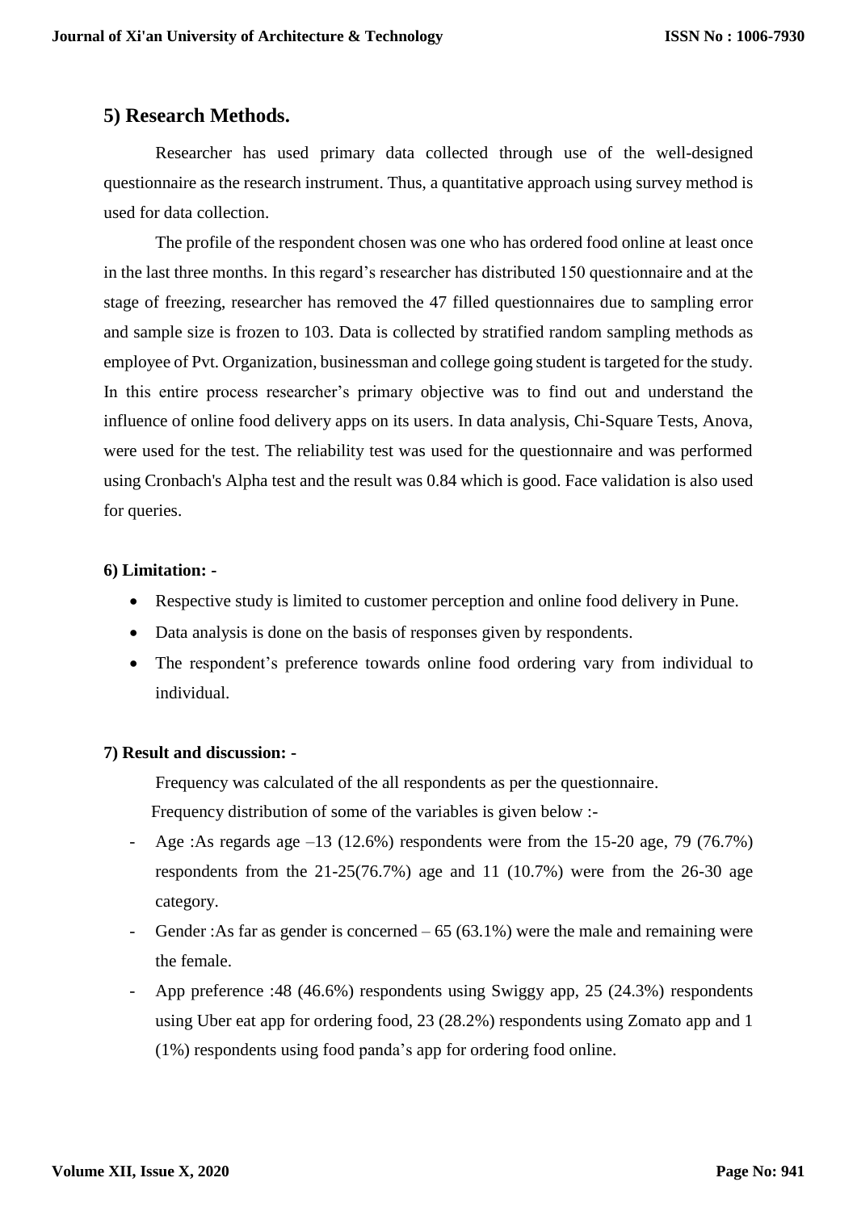## 5) Research Methods.

Researcher has used primary data collected through use of the well-designed questionnaire as the research instrument. Thus, a quantitative approach using survey method is used for data collection.

The profile of the respondent chosen was one who has ordered food online at least once in the last three months. In this regard's researcher has distributed 150 questionnaire and at the stage of freezing, researcher has removed the 47 filled questionnaires due to sampling error and sample size is frozen to 103. Data is collected by stratified random sampling methods as employee of Pvt. Organization, businessman and college going student is targeted for the study. In this entire process researcher's primary objective was to find out and understand the influence of online food delivery apps on its users. In data analysis, Chi-Square Tests, Anova, were used for the test. The reliability test was used for the questionnaire and was performed using Cronbach's Alpha test and the result was 0.84 which is good. Face validation is also used for queries.

### 6) Limitation: -

- Respective study is limited to customer perception and online food delivery in Pune.
- Data analysis is done on the basis of responses given by respondents.
- The respondent's preference towards online food ordering vary from individual to individual.

### 7) Result and discussion: -

Frequency was calculated of the all respondents as per the questionnaire.

Frequency distribution of some of the variables is given below :-

- Age :As regards age –13 (12.6%) respondents were from the 15-20 age, 79 (76.7%) respondents from the 21-25(76.7%) age and 11 (10.7%) were from the 26-30 age category.
- Gender :As far as gender is concerned – 65 (63.1%) were the male and remaining were the female.
- App preference :48 (46.6%) respondents using Swiggy app, 25 (24.3%) respondents using Uber eat app for ordering food, 23 (28.2%) respondents using Zomato app and 1 (1%) respondents using food panda's app for ordering food online.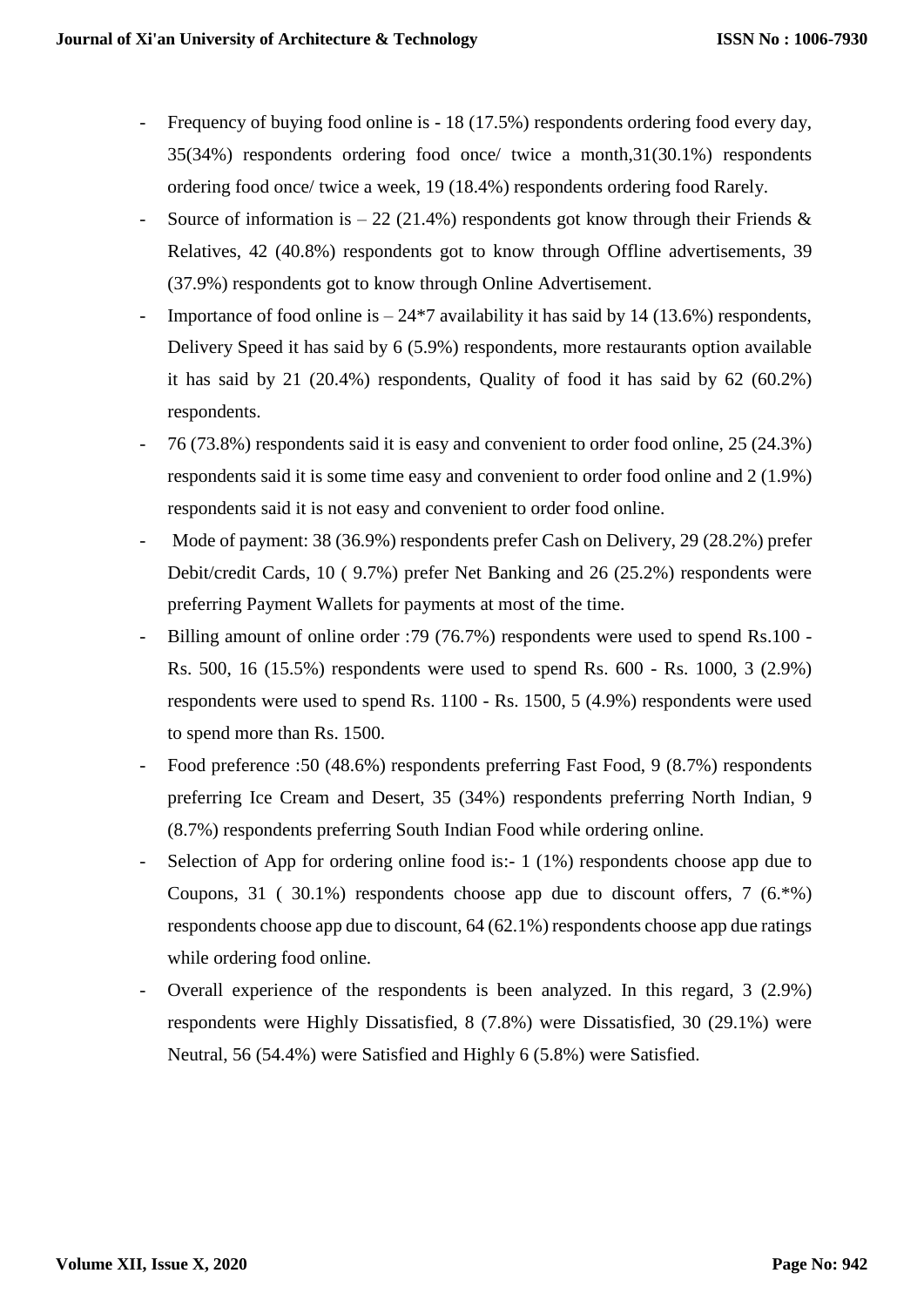- Frequency of buying food online is - 18 (17.5%) respondents ordering food every day, 35(34%) respondents ordering food once/ twice a month,31(30.1%) respondents ordering food once/ twice a week, 19 (18.4%) respondents ordering food Rarely.
- Source of information is – 22 (21.4%) respondents got know through their Friends & Relatives, 42 (40.8%) respondents got to know through Offline advertisements, 39 (37.9%) respondents got to know through Online Advertisement.
- Importance of food online is – 24*7 availability it has said by 14 (13.6%) respondents, Delivery Speed it has said by 6 (5.9%) respondents, more restaurants option available it has said by 21 (20.4%) respondents, Quality of food it has said by 62 (60.2%) respondents.
- 76 (73.8%) respondents said it is easy and convenient to order food online, 25 (24.3%) respondents said it is some time easy and convenient to order food online and 2 (1.9%) respondents said it is not easy and convenient to order food online.
- Mode of payment: 38 (36.9%) respondents prefer Cash on Delivery, 29 (28.2%) prefer Debit/credit Cards, 10 ( 9.7%) prefer Net Banking and 26 (25.2%) respondents were preferring Payment Wallets for payments at most of the time.
- Billing amount of online order :79 (76.7%) respondents were used to spend Rs.100 - Rs. 500, 16 (15.5%) respondents were used to spend Rs. 600 - Rs. 1000, 3 (2.9%) respondents were used to spend Rs. 1100 - Rs. 1500, 5 (4.9%) respondents were used to spend more than Rs. 1500.
- Food preference :50 (48.6%) respondents preferring Fast Food, 9 (8.7%) respondents preferring Ice Cream and Desert, 35 (34%) respondents preferring North Indian, 9 (8.7%) respondents preferring South Indian Food while ordering online.
- Selection of App for ordering online food is:- 1 (1%) respondents choose app due to Coupons, 31 ( 30.1%) respondents choose app due to discount offers, 7 (6.*%) respondents choose app due to discount, 64 (62.1%) respondents choose app due ratings while ordering food online.
- Overall experience of the respondents is been analyzed. In this regard, 3 (2.9%) respondents were Highly Dissatisfied, 8 (7.8%) were Dissatisfied, 30 (29.1%) were Neutral, 56 (54.4%) were Satisfied and Highly 6 (5.8%) were Satisfied.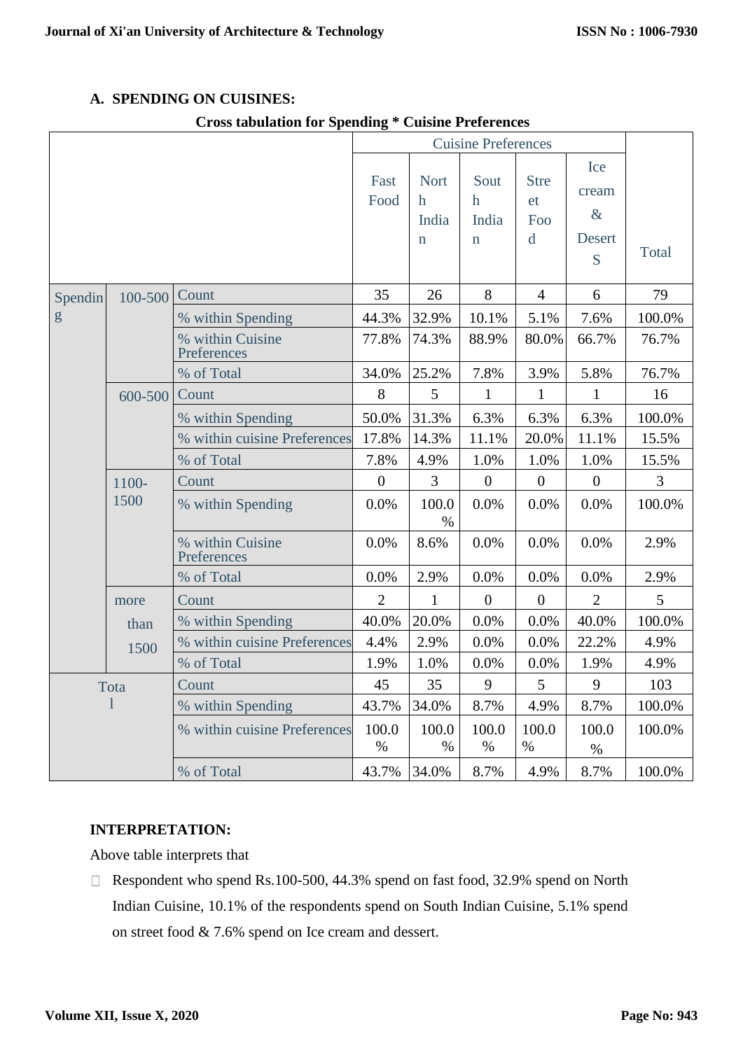### A. SPENDING ON CUISINES:

**Cross tabulation for Spending * Cuisine Preferences**

| | | | Cuisine Preferences | | | | | Total |
|---|---|---|---|---|---|---|---|---|
| | | | Fast Food | North Indian | South Indian | Street Food | Ice cream & DesertS | |
| Spending | 100-500 | Count | 35 | 26 | 8 | 4 | 6 | 79 |
| | | % within Spending | 44.3% | 32.9% | 10.1% | 5.1% | 7.6% | 100.0% |
| | | % within Cuisine Preferences | 77.8% | 74.3% | 88.9% | 80.0% | 66.7% | 76.7% |
| | | % of Total | 34.0% | 25.2% | 7.8% | 3.9% | 5.8% | 76.7% |
| | 600-500 | Count | 8 | 5 | 1 | 1 | 1 | 16 |
| | | % within Spending | 50.0% | 31.3% | 6.3% | 6.3% | 6.3% | 100.0% |
| | | % within cuisine Preferences | 17.8% | 14.3% | 11.1% | 20.0% | 11.1% | 15.5% |
| | | % of Total | 7.8% | 4.9% | 1.0% | 1.0% | 1.0% | 15.5% |
| | 1100-1500 | Count | 0 | 3 | 0 | 0 | 0 | 3 |
| | | % within Spending | 0.0% | 100.0% | 0.0% | 0.0% | 0.0% | 100.0% |
| | | % within Cuisine Preferences | 0.0% | 8.6% | 0.0% | 0.0% | 0.0% | 2.9% |
| | | % of Total | 0.0% | 2.9% | 0.0% | 0.0% | 0.0% | 2.9% |
| | more than 1500 | Count | 2 | 1 | 0 | 0 | 2 | 5 |
| | | % within Spending | 40.0% | 20.0% | 0.0% | 0.0% | 40.0% | 100.0% |
| | | % within cuisine Preferences | 4.4% | 2.9% | 0.0% | 0.0% | 22.2% | 4.9% |
| | | % of Total | 1.9% | 1.0% | 0.0% | 0.0% | 1.9% | 4.9% |
| Total | | Count | 45 | 35 | 9 | 5 | 9 | 103 |
| | | % within Spending | 43.7% | 34.0% | 8.7% | 4.9% | 8.7% | 100.0% |
| | | % within cuisine Preferences | 100.0% | 100.0% | 100.0% | 100.0% | 100.0% | 100.0% |
| | | % of Total | 43.7% | 34.0% | 8.7% | 4.9% | 8.7% | 100.0% |

**INTERPRETATION:**

Above table interprets that

- Respondent who spend Rs.100-500, 44.3% spend on fast food, 32.9% spend on North Indian Cuisine, 10.1% of the respondents spend on South Indian Cuisine, 5.1% spend on street food & 7.6% spend on Ice cream and dessert.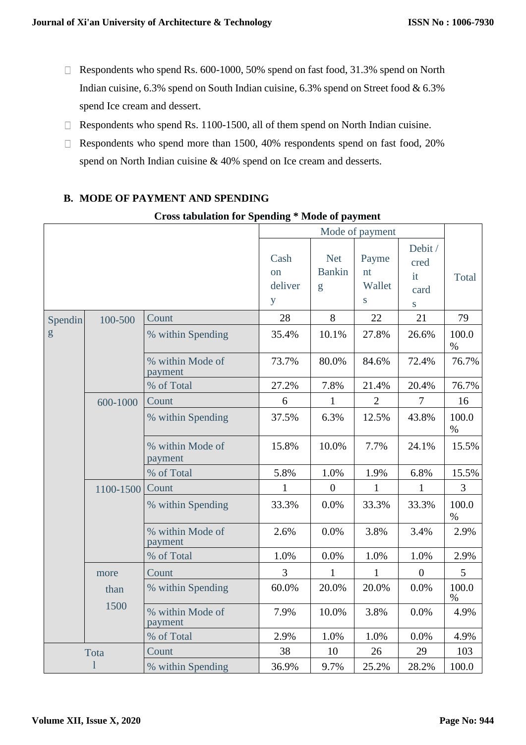- Respondents who spend Rs. 600-1000, 50% spend on fast food, 31.3% spend on North Indian cuisine, 6.3% spend on South Indian cuisine, 6.3% spend on Street food & 6.3% spend Ice cream and dessert.
- Respondents who spend Rs. 1100-1500, all of them spend on North Indian cuisine.
- Respondents who spend more than 1500, 40% respondents spend on fast food, 20% spend on North Indian cuisine & 40% spend on Ice cream and desserts.

## B. MODE OF PAYMENT AND SPENDING

**Cross tabulation for Spending * Mode of payment**

| | | | Mode of payment | | | | Total |
|---|---|---|---|---|---|---|---|
| | | | Cash on delivery | Net Banking | Payment Wallets | Debit / credit cards | |
| Spending | 100-500 | Count | 28 | 8 | 22 | 21 | 79 |
| | | % within Spending | 35.4% | 10.1% | 27.8% | 26.6% | 100.0 % |
| | | % within Mode of payment | 73.7% | 80.0% | 84.6% | 72.4% | 76.7% |
| | | % of Total | 27.2% | 7.8% | 21.4% | 20.4% | 76.7% |
| | 600-1000 | Count | 6 | 1 | 2 | 7 | 16 |
| | | % within Spending | 37.5% | 6.3% | 12.5% | 43.8% | 100.0 % |
| | | % within Mode of payment | 15.8% | 10.0% | 7.7% | 24.1% | 15.5% |
| | | % of Total | 5.8% | 1.0% | 1.9% | 6.8% | 15.5% |
| | 1100-1500 | Count | 1 | 0 | 1 | 1 | 3 |
| | | % within Spending | 33.3% | 0.0% | 33.3% | 33.3% | 100.0 % |
| | | % within Mode of payment | 2.6% | 0.0% | 3.8% | 3.4% | 2.9% |
| | | % of Total | 1.0% | 0.0% | 1.0% | 1.0% | 2.9% |
| | more than 1500 | Count | 3 | 1 | 1 | 0 | 5 |
| | | % within Spending | 60.0% | 20.0% | 20.0% | 0.0% | 100.0 % |
| | | % within Mode of payment | 7.9% | 10.0% | 3.8% | 0.0% | 4.9% |
| | | % of Total | 2.9% | 1.0% | 1.0% | 0.0% | 4.9% |
| Total | | Count | 38 | 10 | 26 | 29 | 103 |
| | | % within Spending | 36.9% | 9.7% | 25.2% | 28.2% | 100.0 |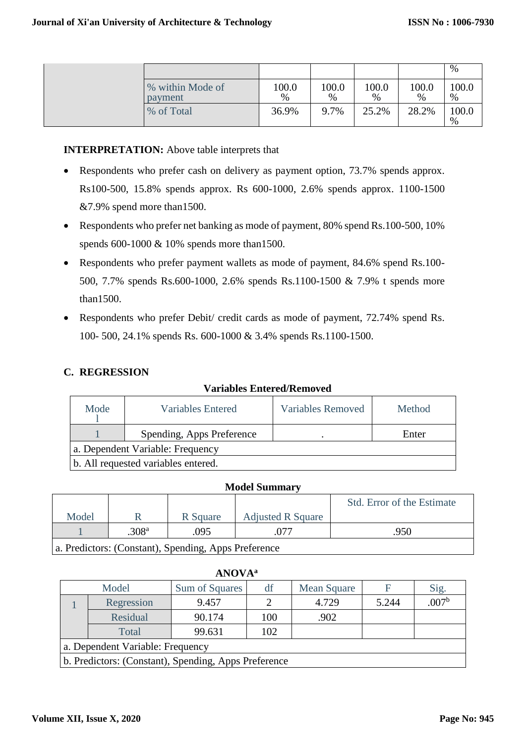|  |  |  |  |  |  | % |
|---|---|---|---|---|---|---|
|  | % within Mode of payment | 100.0 % | 100.0 % | 100.0 % | 100.0 % | 100.0 % |
|  | % of Total | 36.9% | 9.7% | 25.2% | 28.2% | 100.0 % |

**INTERPRETATION:** Above table interprets that

- Respondents who prefer cash on delivery as payment option, 73.7% spends approx. Rs100-500, 15.8% spends approx. Rs 600-1000, 2.6% spends approx. 1100-1500 &7.9% spend more than1500.
- Respondents who prefer net banking as mode of payment, 80% spend Rs.100-500, 10% spends 600-1000 & 10% spends more than1500.
- Respondents who prefer payment wallets as mode of payment, 84.6% spend Rs.100-500, 7.7% spends Rs.600-1000, 2.6% spends Rs.1100-1500 & 7.9% t spends more than1500.
- Respondents who prefer Debit/ credit cards as mode of payment, 72.74% spend Rs. 100- 500, 24.1% spends Rs. 600-1000 & 3.4% spends Rs.1100-1500.

### C. REGRESSION

**Variables Entered/Removed**

| Model | Variables Entered | Variables Removed | Method |
|---|---|---|---|
| 1 | Spending, Apps Preference | . | Enter |
| a. Dependent Variable: Frequency | | | |
| b. All requested variables entered. | | | |

**Model Summary**

| Model | R | R Square | Adjusted R Square | Std. Error of the Estimate |
|---|---|---|---|---|
| 1 | .308[a] | .095 | .077 | .950 |
| a. Predictors: (Constant), Spending, Apps Preference | | | | |

**ANOVA[a]**

| Model | | Sum of Squares | df | Mean Square | F | Sig. |
|---|---|---|---|---|---|---|
| 1 | Regression | 9.457 | 2 | 4.729 | 5.244 | .007[b] |
| | Residual | 90.174 | 100 | .902 | | |
| | Total | 99.631 | 102 | | | |
| a. Dependent Variable: Frequency | | | | | | |
| b. Predictors: (Constant), Spending, Apps Preference | | | | | | |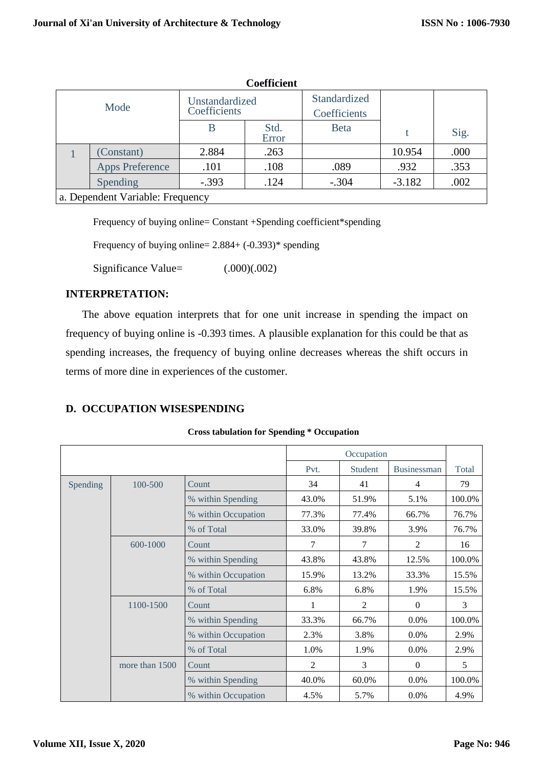**Coefficient**

| Mode | | Unstandardized Coefficients | | Standardized Coefficients | t | Sig. |
|---|---|---|---|---|---|---|
| | | B | Std. Error | Beta | | |
| 1 | (Constant) | 2.884 | .263 | | 10.954 | .000 |
| | Apps Preference | .101 | .108 | .089 | .932 | .353 |
| | Spending | -.393 | .124 | -.304 | -3.182 | .002 |
| a. Dependent Variable: Frequency | | | | | | |

Frequency of buying online= Constant +Spending coefficient*spending

Frequency of buying online= 2.884+ (-0.393)* spending

Significance Value= (.000)(.002)

**INTERPRETATION:**

The above equation interprets that for one unit increase in spending the impact on frequency of buying online is -0.393 times. A plausible explanation for this could be that as spending increases, the frequency of buying online decreases whereas the shift occurs in terms of more dine in experiences of the customer.

## D. OCCUPATION WISESPENDING

**Cross tabulation for Spending * Occupation**

| | | | Occupation | | | Total |
|---|---|---|---|---|---|---|
| | | | Pvt. | Student | Businessman | |
| Spending | 100-500 | Count | 34 | 41 | 4 | 79 |
| | | % within Spending | 43.0% | 51.9% | 5.1% | 100.0% |
| | | % within Occupation | 77.3% | 77.4% | 66.7% | 76.7% |
| | | % of Total | 33.0% | 39.8% | 3.9% | 76.7% |
| | 600-1000 | Count | 7 | 7 | 2 | 16 |
| | | % within Spending | 43.8% | 43.8% | 12.5% | 100.0% |
| | | % within Occupation | 15.9% | 13.2% | 33.3% | 15.5% |
| | | % of Total | 6.8% | 6.8% | 1.9% | 15.5% |
| | 1100-1500 | Count | 1 | 2 | 0 | 3 |
| | | % within Spending | 33.3% | 66.7% | 0.0% | 100.0% |
| | | % within Occupation | 2.3% | 3.8% | 0.0% | 2.9% |
| | | % of Total | 1.0% | 1.9% | 0.0% | 2.9% |
| | more than 1500 | Count | 2 | 3 | 0 | 5 |
| | | % within Spending | 40.0% | 60.0% | 0.0% | 100.0% |
| | | % within Occupation | 4.5% | 5.7% | 0.0% | 4.9% |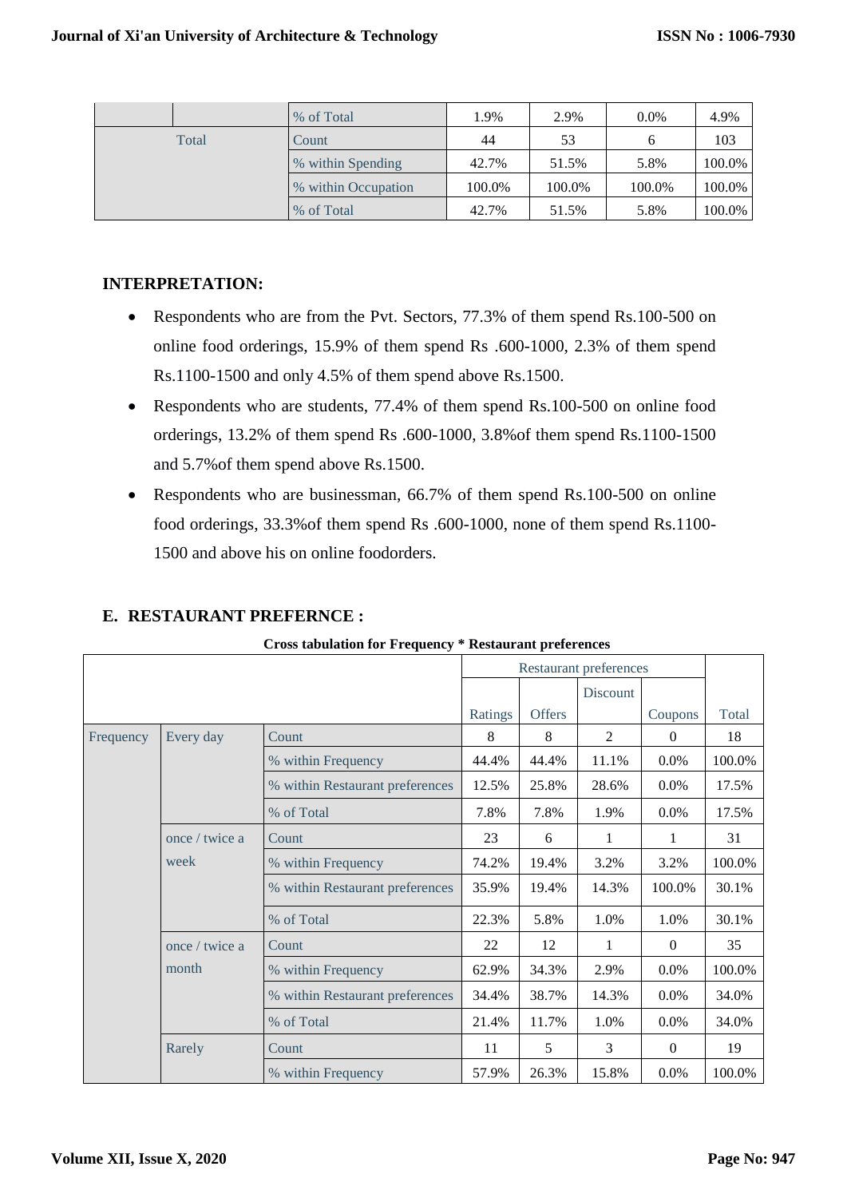| | | % of Total | 1.9% | 2.9% | 0.0% | 4.9% |
|---|---|---|---|---|---|---|
| Total | | Count | 44 | 53 | 6 | 103 |
| | | % within Spending | 42.7% | 51.5% | 5.8% | 100.0% |
| | | % within Occupation | 100.0% | 100.0% | 100.0% | 100.0% |
| | | % of Total | 42.7% | 51.5% | 5.8% | 100.0% |

**INTERPRETATION:**

- Respondents who are from the Pvt. Sectors, 77.3% of them spend Rs.100-500 on online food orderings, 15.9% of them spend Rs .600-1000, 2.3% of them spend Rs.1100-1500 and only 4.5% of them spend above Rs.1500.
- Respondents who are students, 77.4% of them spend Rs.100-500 on online food orderings, 13.2% of them spend Rs .600-1000, 3.8%of them spend Rs.1100-1500 and 5.7%of them spend above Rs.1500.
- Respondents who are businessman, 66.7% of them spend Rs.100-500 on online food orderings, 33.3%of them spend Rs .600-1000, none of them spend Rs.1100-1500 and above his on online foodorders.

## E. RESTAURANT PREFERNCE :

**Cross tabulation for Frequency * Restaurant preferences**

| | | | Restaurant preferences | | | | |
|---|---|---|---|---|---|---|---|
| | | | Ratings | Offers | Discount | Coupons | Total |
| Frequency | Every day | Count | 8 | 8 | 2 | 0 | 18 |
| | | % within Frequency | 44.4% | 44.4% | 11.1% | 0.0% | 100.0% |
| | | % within Restaurant preferences | 12.5% | 25.8% | 28.6% | 0.0% | 17.5% |
| | | % of Total | 7.8% | 7.8% | 1.9% | 0.0% | 17.5% |
| | once / twice a week | Count | 23 | 6 | 1 | 1 | 31 |
| | | % within Frequency | 74.2% | 19.4% | 3.2% | 3.2% | 100.0% |
| | | % within Restaurant preferences | 35.9% | 19.4% | 14.3% | 100.0% | 30.1% |
| | | % of Total | 22.3% | 5.8% | 1.0% | 1.0% | 30.1% |
| | once / twice a month | Count | 22 | 12 | 1 | 0 | 35 |
| | | % within Frequency | 62.9% | 34.3% | 2.9% | 0.0% | 100.0% |
| | | % within Restaurant preferences | 34.4% | 38.7% | 14.3% | 0.0% | 34.0% |
| | | % of Total | 21.4% | 11.7% | 1.0% | 0.0% | 34.0% |
| | Rarely | Count | 11 | 5 | 3 | 0 | 19 |
| | | % within Frequency | 57.9% | 26.3% | 15.8% | 0.0% | 100.0% |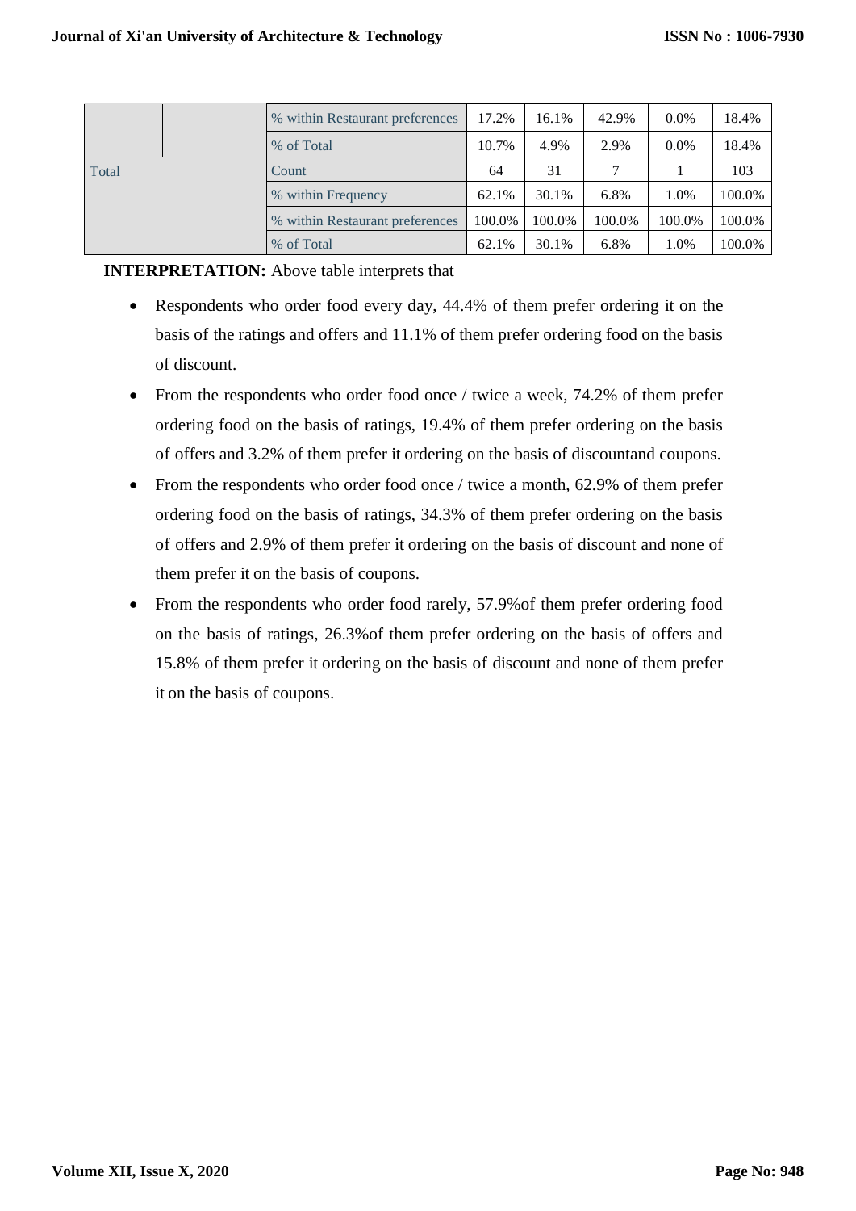| | | | | | | | |
|---|---|---|---|---|---|---|---|
| | | % within Restaurant preferences | 17.2% | 16.1% | 42.9% | 0.0% | 18.4% |
| | | % of Total | 10.7% | 4.9% | 2.9% | 0.0% | 18.4% |
| Total | | Count | 64 | 31 | 7 | 1 | 103 |
| | | % within Frequency | 62.1% | 30.1% | 6.8% | 1.0% | 100.0% |
| | | % within Restaurant preferences | 100.0% | 100.0% | 100.0% | 100.0% | 100.0% |
| | | % of Total | 62.1% | 30.1% | 6.8% | 1.0% | 100.0% |

**INTERPRETATION:** Above table interprets that

- Respondents who order food every day, 44.4% of them prefer ordering it on the basis of the ratings and offers and 11.1% of them prefer ordering food on the basis of discount.
- From the respondents who order food once / twice a week, 74.2% of them prefer ordering food on the basis of ratings, 19.4% of them prefer ordering on the basis of offers and 3.2% of them prefer it ordering on the basis of discountand coupons.
- From the respondents who order food once / twice a month, 62.9% of them prefer ordering food on the basis of ratings, 34.3% of them prefer ordering on the basis of offers and 2.9% of them prefer it ordering on the basis of discount and none of them prefer it on the basis of coupons.
- From the respondents who order food rarely, 57.9%of them prefer ordering food on the basis of ratings, 26.3%of them prefer ordering on the basis of offers and 15.8% of them prefer it ordering on the basis of discount and none of them prefer it on the basis of coupons.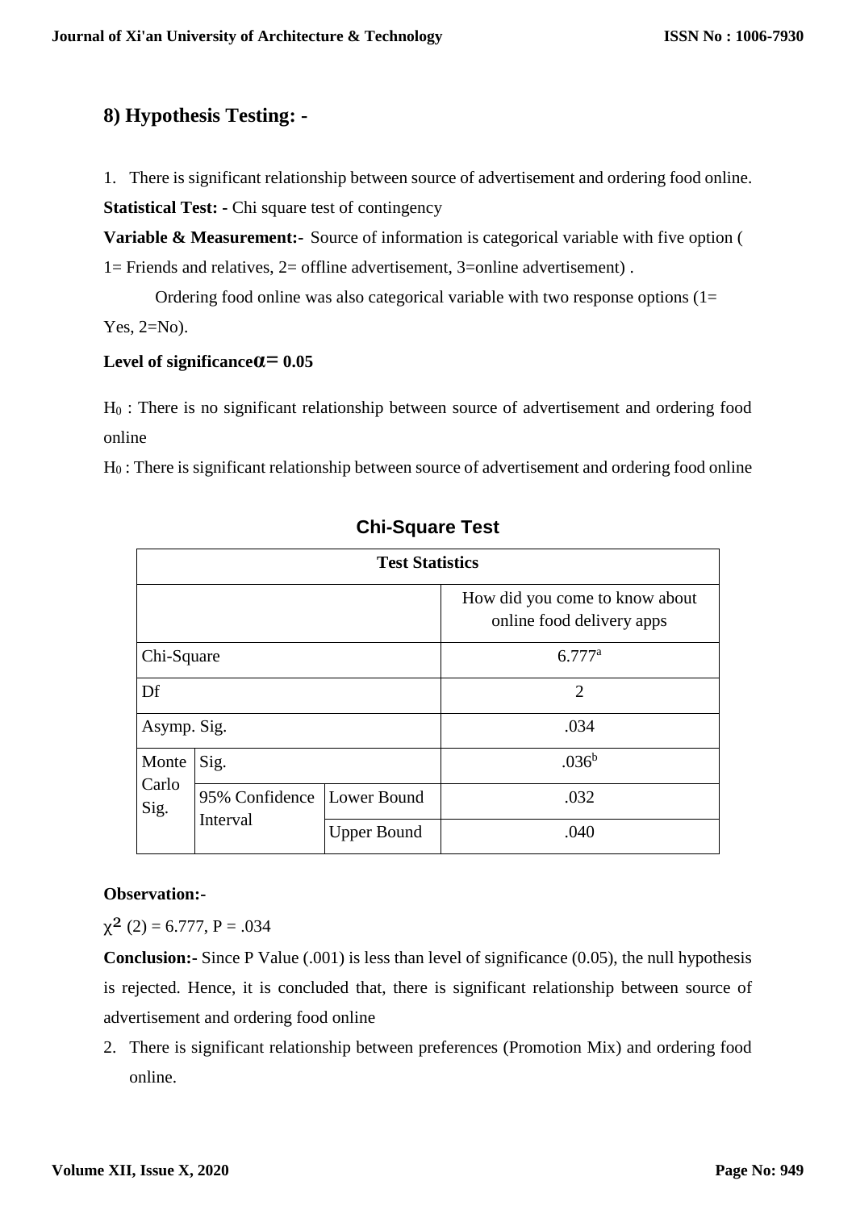## 8) Hypothesis Testing: -

1. There is significant relationship between source of advertisement and ordering food online.

**Statistical Test: -** Chi square test of contingency

**Variable & Measurement:-** Source of information is categorical variable with five option ( 1= Friends and relatives, 2= offline advertisement, 3=online advertisement) .

Ordering food online was also categorical variable with two response options (1= Yes, 2=No).

**Level of significance$\alpha$= 0.05**

$H_0$ : There is no significant relationship between source of advertisement and ordering food online

$H_0$ : There is significant relationship between source of advertisement and ordering food online

**Chi-Square Test**

| Test Statistics | | | |
|---|---|---|---|
| | | | How did you come to know about online food delivery apps |
| Chi-Square | | | 6.777[a] |
| Df | | | 2 |
| Asymp. Sig. | | | .034 |
| Monte Carlo Sig. | Sig. | | .036[b] |
| | 95% Confidence Interval | Lower Bound | .032 |
| | | Upper Bound | .040 |

**Observation:-**

$\chi^2$ (2) = 6.777, P = .034

**Conclusion:-** Since P Value (.001) is less than level of significance (0.05), the null hypothesis is rejected. Hence, it is concluded that, there is significant relationship between source of advertisement and ordering food online

2. There is significant relationship between preferences (Promotion Mix) and ordering food online.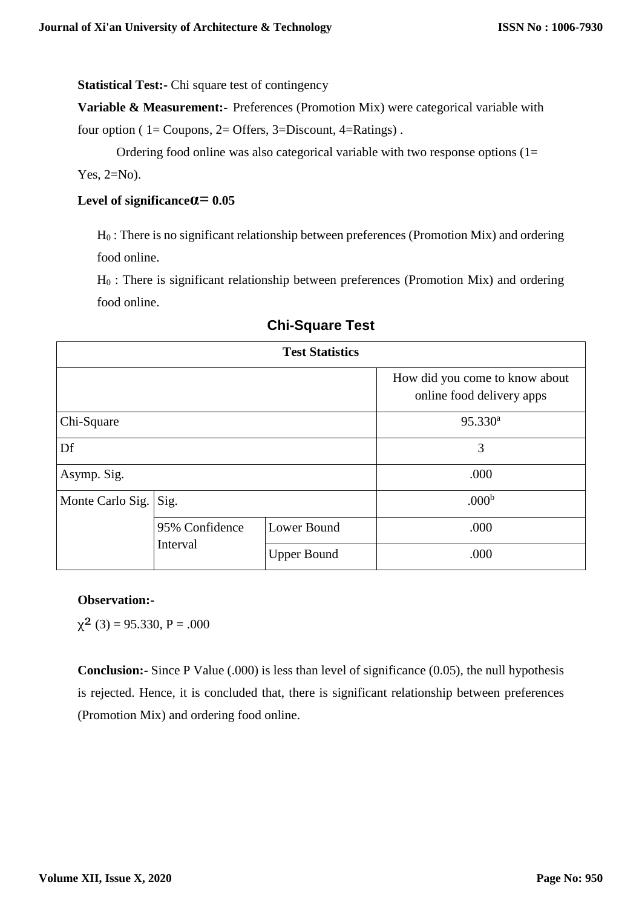**Statistical Test:-** Chi square test of contingency

**Variable & Measurement:-** Preferences (Promotion Mix) were categorical variable with four option ( 1= Coupons, 2= Offers, 3=Discount, 4=Ratings) .

Ordering food online was also categorical variable with two response options (1= Yes, 2=No).

**Level of significance $\alpha = 0.05$**

$H_0$ : There is no significant relationship between preferences (Promotion Mix) and ordering food online.

$H_0$ : There is significant relationship between preferences (Promotion Mix) and ordering food online.

### Chi-Square Test

| Test Statistics | | | |
|---|---|---|---|
| | | | How did you come to know about online food delivery apps |
| Chi-Square | | | 95.330[a] |
| Df | | | 3 |
| Asymp. Sig. | | | .000 |
| Monte Carlo Sig. | Sig. | | .000[b] |
| | 95% Confidence Interval | Lower Bound | .000 |
| | | Upper Bound | .000 |

**Observation:-**

$\chi^2$ (3) = 95.330, P = .000

**Conclusion:-** Since P Value (.000) is less than level of significance (0.05), the null hypothesis is rejected. Hence, it is concluded that, there is significant relationship between preferences (Promotion Mix) and ordering food online.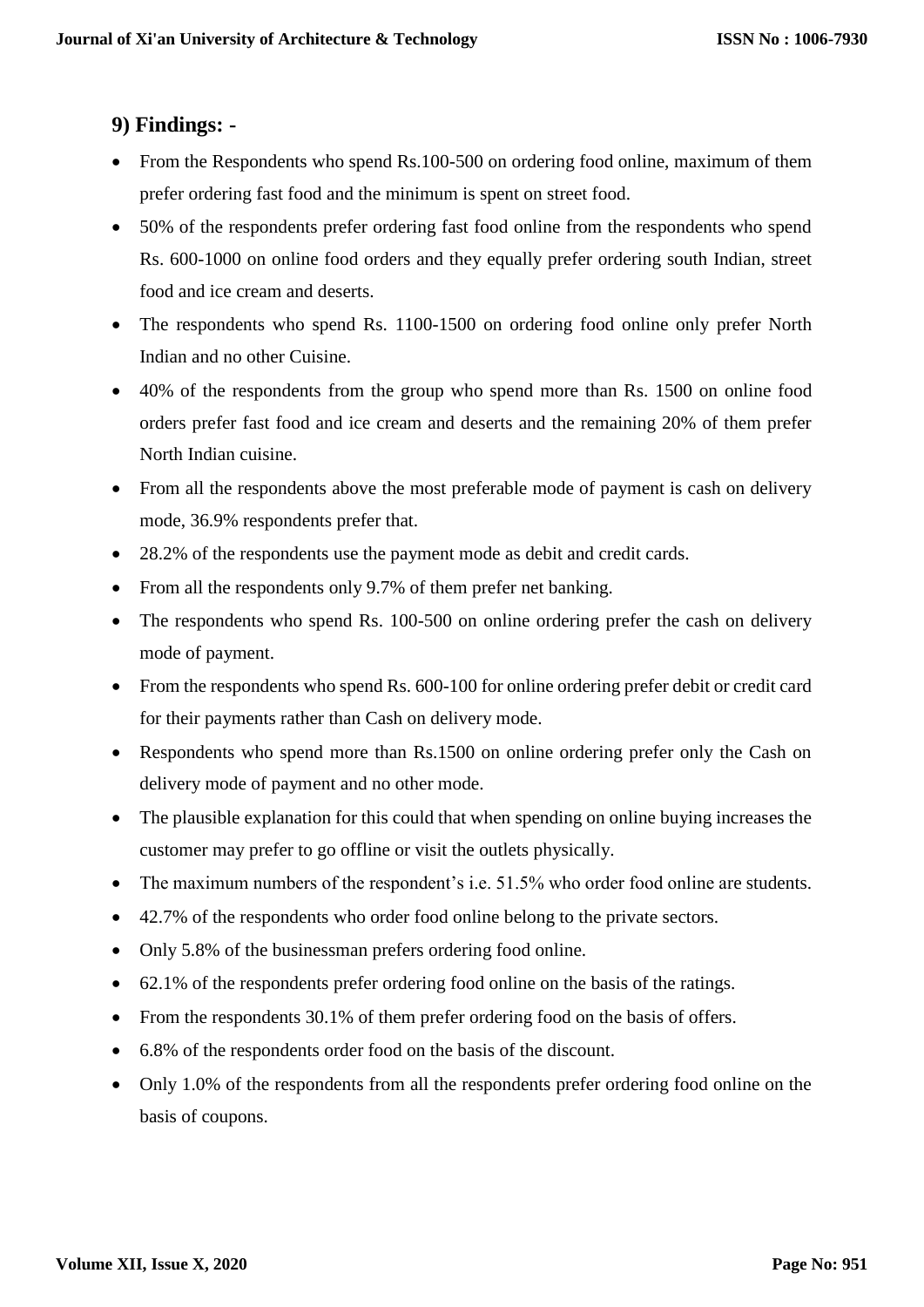## 9) Findings: -

- From the Respondents who spend Rs.100-500 on ordering food online, maximum of them prefer ordering fast food and the minimum is spent on street food.
- 50% of the respondents prefer ordering fast food online from the respondents who spend Rs. 600-1000 on online food orders and they equally prefer ordering south Indian, street food and ice cream and deserts.
- The respondents who spend Rs. 1100-1500 on ordering food online only prefer North Indian and no other Cuisine.
- 40% of the respondents from the group who spend more than Rs. 1500 on online food orders prefer fast food and ice cream and deserts and the remaining 20% of them prefer North Indian cuisine.
- From all the respondents above the most preferable mode of payment is cash on delivery mode, 36.9% respondents prefer that.
- 28.2% of the respondents use the payment mode as debit and credit cards.
- From all the respondents only 9.7% of them prefer net banking.
- The respondents who spend Rs. 100-500 on online ordering prefer the cash on delivery mode of payment.
- From the respondents who spend Rs. 600-100 for online ordering prefer debit or credit card for their payments rather than Cash on delivery mode.
- Respondents who spend more than Rs.1500 on online ordering prefer only the Cash on delivery mode of payment and no other mode.
- The plausible explanation for this could that when spending on online buying increases the customer may prefer to go offline or visit the outlets physically.
- The maximum numbers of the respondent's i.e. 51.5% who order food online are students.
- 42.7% of the respondents who order food online belong to the private sectors.
- Only 5.8% of the businessman prefers ordering food online.
- 62.1% of the respondents prefer ordering food online on the basis of the ratings.
- From the respondents 30.1% of them prefer ordering food on the basis of offers.
- 6.8% of the respondents order food on the basis of the discount.
- Only 1.0% of the respondents from all the respondents prefer ordering food online on the basis of coupons.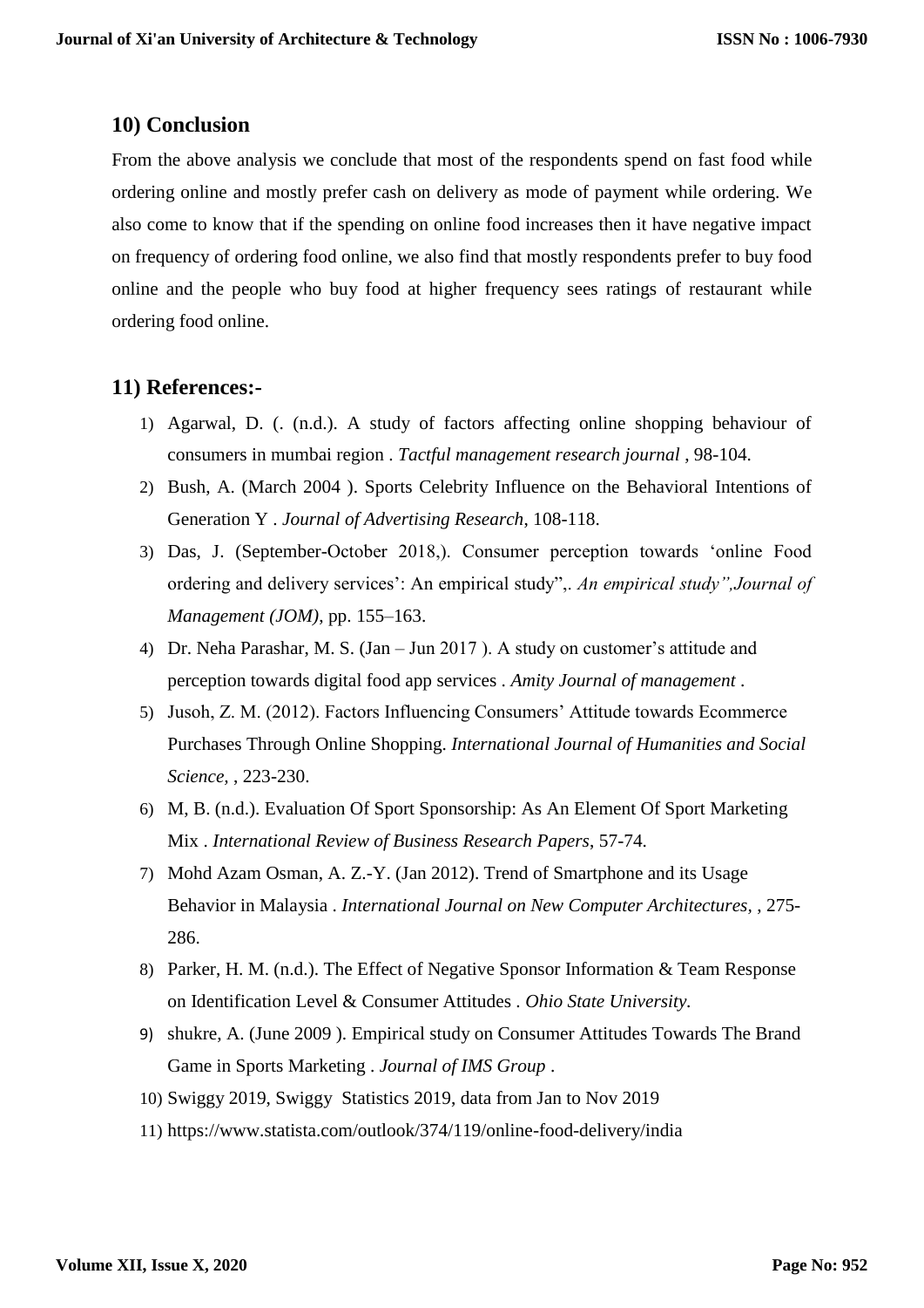## 10) Conclusion

From the above analysis we conclude that most of the respondents spend on fast food while ordering online and mostly prefer cash on delivery as mode of payment while ordering. We also come to know that if the spending on online food increases then it have negative impact on frequency of ordering food online, we also find that mostly respondents prefer to buy food online and the people who buy food at higher frequency sees ratings of restaurant while ordering food online.

## 11) References:-

1) Agarwal, D. (. (n.d.). A study of factors affecting online shopping behaviour of consumers in mumbai region . *Tactful management research journal* , 98-104.
2) Bush, A. (March 2004 ). Sports Celebrity Influence on the Behavioral Intentions of Generation Y . *Journal of Advertising Research*, 108-118.
3) Das, J. (September-October 2018,). Consumer perception towards 'online Food ordering and delivery services': An empirical study",. *An empirical study",Journal of Management (JOM)*, pp. 155–163.
4) Dr. Neha Parashar, M. S. (Jan – Jun 2017 ). A study on customer's attitude and perception towards digital food app services . *Amity Journal of management* .
5) Jusoh, Z. M. (2012). Factors Influencing Consumers' Attitude towards Ecommerce Purchases Through Online Shopping. *International Journal of Humanities and Social Science,* , 223-230.
6) M, B. (n.d.). Evaluation Of Sport Sponsorship: As An Element Of Sport Marketing Mix . *International Review of Business Research Papers*, 57-74.
7) Mohd Azam Osman, A. Z.-Y. (Jan 2012). Trend of Smartphone and its Usage Behavior in Malaysia . *International Journal on New Computer Architectures,* , 275-286.
8) Parker, H. M. (n.d.). The Effect of Negative Sponsor Information & Team Response on Identification Level & Consumer Attitudes . *Ohio State University.*
9) shukre, A. (June 2009 ). Empirical study on Consumer Attitudes Towards The Brand Game in Sports Marketing . *Journal of IMS Group* .
10) Swiggy 2019, Swiggy Statistics 2019, data from Jan to Nov 2019
11) https://www.statista.com/outlook/374/119/online-food-delivery/india